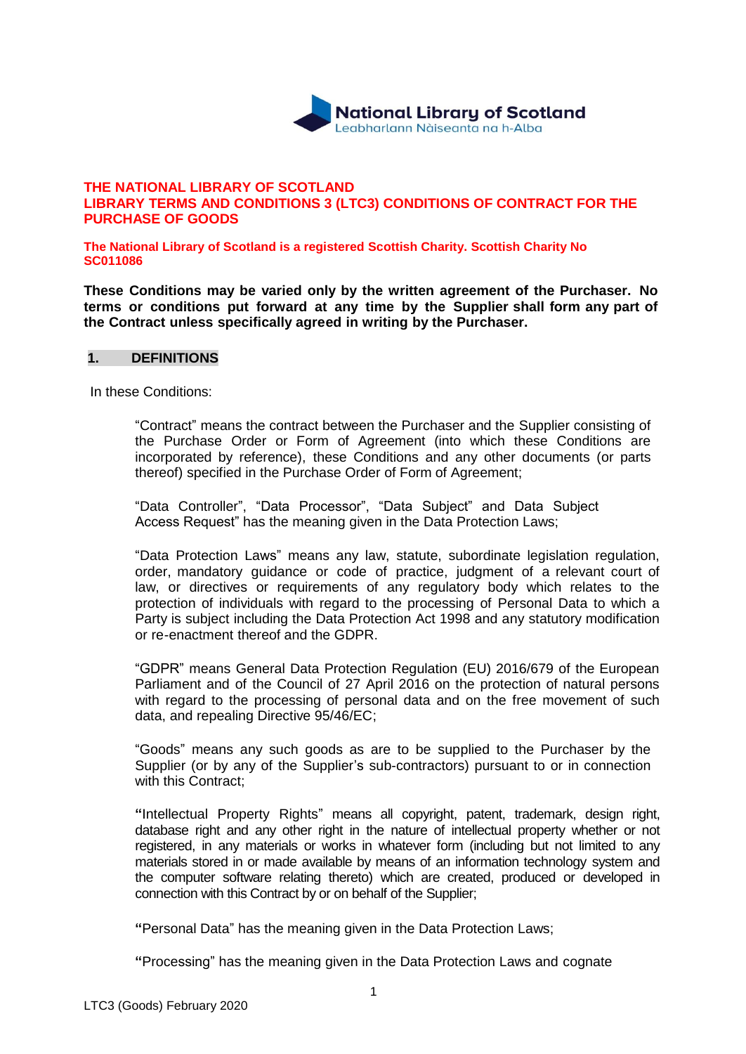National Library of Scotland
Leabharlann Nàiseanta na h-Alba

**THE NATIONAL LIBRARY OF SCOTLAND**
**LIBRARY TERMS AND CONDITIONS 3 (LTC3) CONDITIONS OF CONTRACT FOR THE PURCHASE OF GOODS**

**The National Library of Scotland is a registered Scottish Charity. Scottish Charity No SC011086**

**These Conditions may be varied only by the written agreement of the Purchaser. No terms or conditions put forward at any time by the Supplier shall form any part of the Contract unless specifically agreed in writing by the Purchaser.**

## 1. DEFINITIONS

In these Conditions:

"Contract" means the contract between the Purchaser and the Supplier consisting of the Purchase Order or Form of Agreement (into which these Conditions are incorporated by reference), these Conditions and any other documents (or parts thereof) specified in the Purchase Order of Form of Agreement;

"Data Controller", "Data Processor", "Data Subject" and Data Subject Access Request" has the meaning given in the Data Protection Laws;

"Data Protection Laws" means any law, statute, subordinate legislation regulation, order, mandatory guidance or code of practice, judgment of a relevant court of law, or directives or requirements of any regulatory body which relates to the protection of individuals with regard to the processing of Personal Data to which a Party is subject including the Data Protection Act 1998 and any statutory modification or re-enactment thereof and the GDPR.

"GDPR" means General Data Protection Regulation (EU) 2016/679 of the European Parliament and of the Council of 27 April 2016 on the protection of natural persons with regard to the processing of personal data and on the free movement of such data, and repealing Directive 95/46/EC;

"Goods" means any such goods as are to be supplied to the Purchaser by the Supplier (or by any of the Supplier's sub-contractors) pursuant to or in connection with this Contract;

"Intellectual Property Rights" means all copyright, patent, trademark, design right, database right and any other right in the nature of intellectual property whether or not registered, in any materials or works in whatever form (including but not limited to any materials stored in or made available by means of an information technology system and the computer software relating thereto) which are created, produced or developed in connection with this Contract by or on behalf of the Supplier;

"Personal Data" has the meaning given in the Data Protection Laws;

"Processing" has the meaning given in the Data Protection Laws and cognate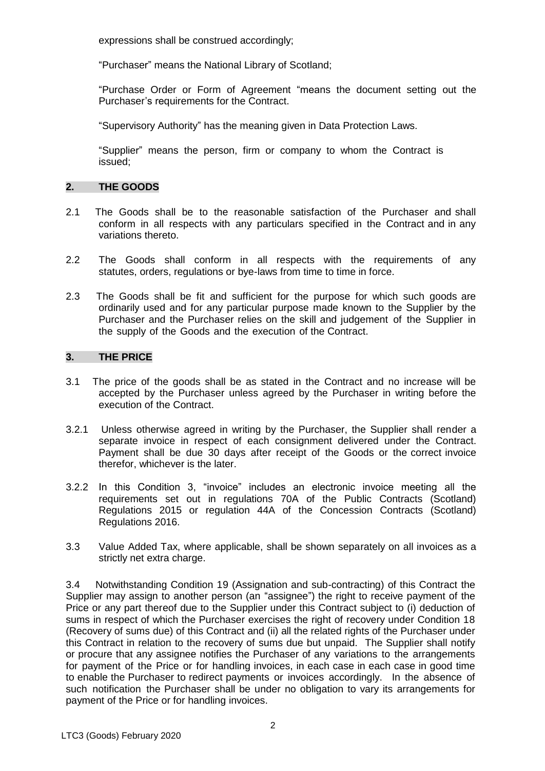expressions shall be construed accordingly;

"Purchaser" means the National Library of Scotland;

"Purchase Order or Form of Agreement "means the document setting out the Purchaser's requirements for the Contract.

"Supervisory Authority" has the meaning given in Data Protection Laws.

"Supplier" means the person, firm or company to whom the Contract is issued;

## 2. THE GOODS

2.1 The Goods shall be to the reasonable satisfaction of the Purchaser and shall conform in all respects with any particulars specified in the Contract and in any variations thereto.

2.2 The Goods shall conform in all respects with the requirements of any statutes, orders, regulations or bye-laws from time to time in force.

2.3 The Goods shall be fit and sufficient for the purpose for which such goods are ordinarily used and for any particular purpose made known to the Supplier by the Purchaser and the Purchaser relies on the skill and judgement of the Supplier in the supply of the Goods and the execution of the Contract.

## 3. THE PRICE

3.1 The price of the goods shall be as stated in the Contract and no increase will be accepted by the Purchaser unless agreed by the Purchaser in writing before the execution of the Contract.

3.2.1 Unless otherwise agreed in writing by the Purchaser, the Supplier shall render a separate invoice in respect of each consignment delivered under the Contract. Payment shall be due 30 days after receipt of the Goods or the correct invoice therefor, whichever is the later.

3.2.2 In this Condition 3, "invoice" includes an electronic invoice meeting all the requirements set out in regulations 70A of the Public Contracts (Scotland) Regulations 2015 or regulation 44A of the Concession Contracts (Scotland) Regulations 2016.

3.3 Value Added Tax, where applicable, shall be shown separately on all invoices as a strictly net extra charge.

3.4 Notwithstanding Condition 19 (Assignation and sub-contracting) of this Contract the Supplier may assign to another person (an "assignee") the right to receive payment of the Price or any part thereof due to the Supplier under this Contract subject to (i) deduction of sums in respect of which the Purchaser exercises the right of recovery under Condition 18 (Recovery of sums due) of this Contract and (ii) all the related rights of the Purchaser under this Contract in relation to the recovery of sums due but unpaid. The Supplier shall notify or procure that any assignee notifies the Purchaser of any variations to the arrangements for payment of the Price or for handling invoices, in each case in each case in good time to enable the Purchaser to redirect payments or invoices accordingly. In the absence of such notification the Purchaser shall be under no obligation to vary its arrangements for payment of the Price or for handling invoices.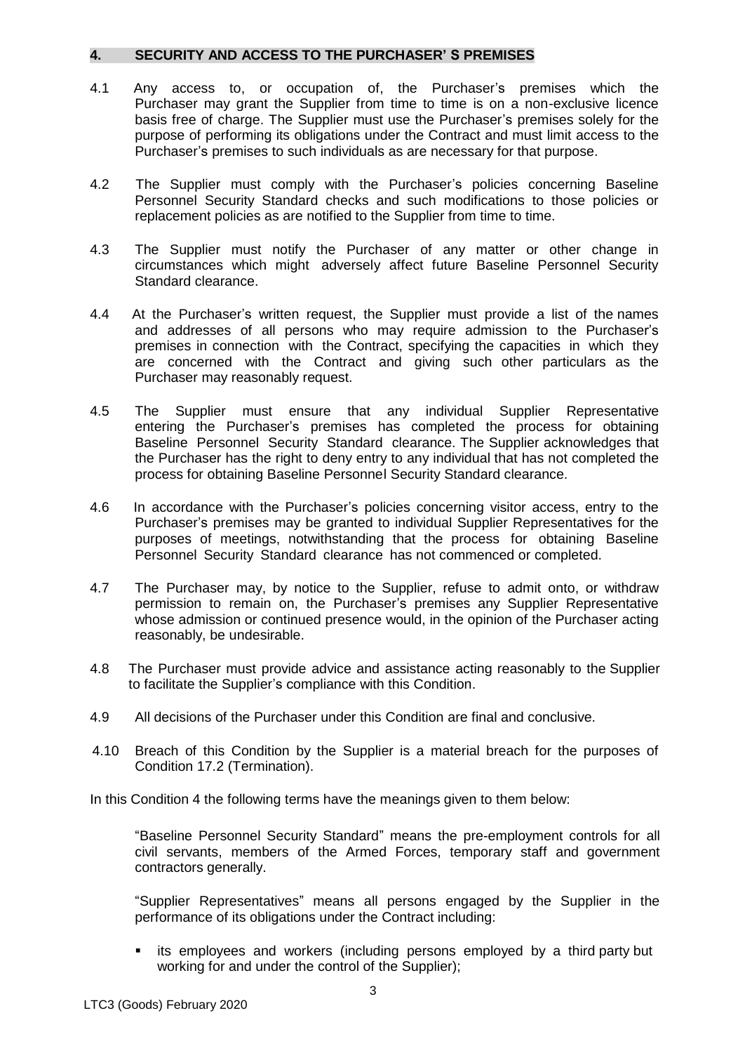## 4. SECURITY AND ACCESS TO THE PURCHASER' S PREMISES

4.1 Any access to, or occupation of, the Purchaser's premises which the Purchaser may grant the Supplier from time to time is on a non-exclusive licence basis free of charge. The Supplier must use the Purchaser's premises solely for the purpose of performing its obligations under the Contract and must limit access to the Purchaser's premises to such individuals as are necessary for that purpose.

4.2 The Supplier must comply with the Purchaser's policies concerning Baseline Personnel Security Standard checks and such modifications to those policies or replacement policies as are notified to the Supplier from time to time.

4.3 The Supplier must notify the Purchaser of any matter or other change in circumstances which might adversely affect future Baseline Personnel Security Standard clearance.

4.4 At the Purchaser's written request, the Supplier must provide a list of the names and addresses of all persons who may require admission to the Purchaser's premises in connection with the Contract, specifying the capacities in which they are concerned with the Contract and giving such other particulars as the Purchaser may reasonably request.

4.5 The Supplier must ensure that any individual Supplier Representative entering the Purchaser's premises has completed the process for obtaining Baseline Personnel Security Standard clearance. The Supplier acknowledges that the Purchaser has the right to deny entry to any individual that has not completed the process for obtaining Baseline Personnel Security Standard clearance.

4.6 In accordance with the Purchaser's policies concerning visitor access, entry to the Purchaser's premises may be granted to individual Supplier Representatives for the purposes of meetings, notwithstanding that the process for obtaining Baseline Personnel Security Standard clearance has not commenced or completed.

4.7 The Purchaser may, by notice to the Supplier, refuse to admit onto, or withdraw permission to remain on, the Purchaser's premises any Supplier Representative whose admission or continued presence would, in the opinion of the Purchaser acting reasonably, be undesirable.

4.8 The Purchaser must provide advice and assistance acting reasonably to the Supplier to facilitate the Supplier's compliance with this Condition.

4.9 All decisions of the Purchaser under this Condition are final and conclusive.

4.10 Breach of this Condition by the Supplier is a material breach for the purposes of Condition 17.2 (Termination).

In this Condition 4 the following terms have the meanings given to them below:

"Baseline Personnel Security Standard" means the pre-employment controls for all civil servants, members of the Armed Forces, temporary staff and government contractors generally.

"Supplier Representatives" means all persons engaged by the Supplier in the performance of its obligations under the Contract including:

- its employees and workers (including persons employed by a third party but working for and under the control of the Supplier);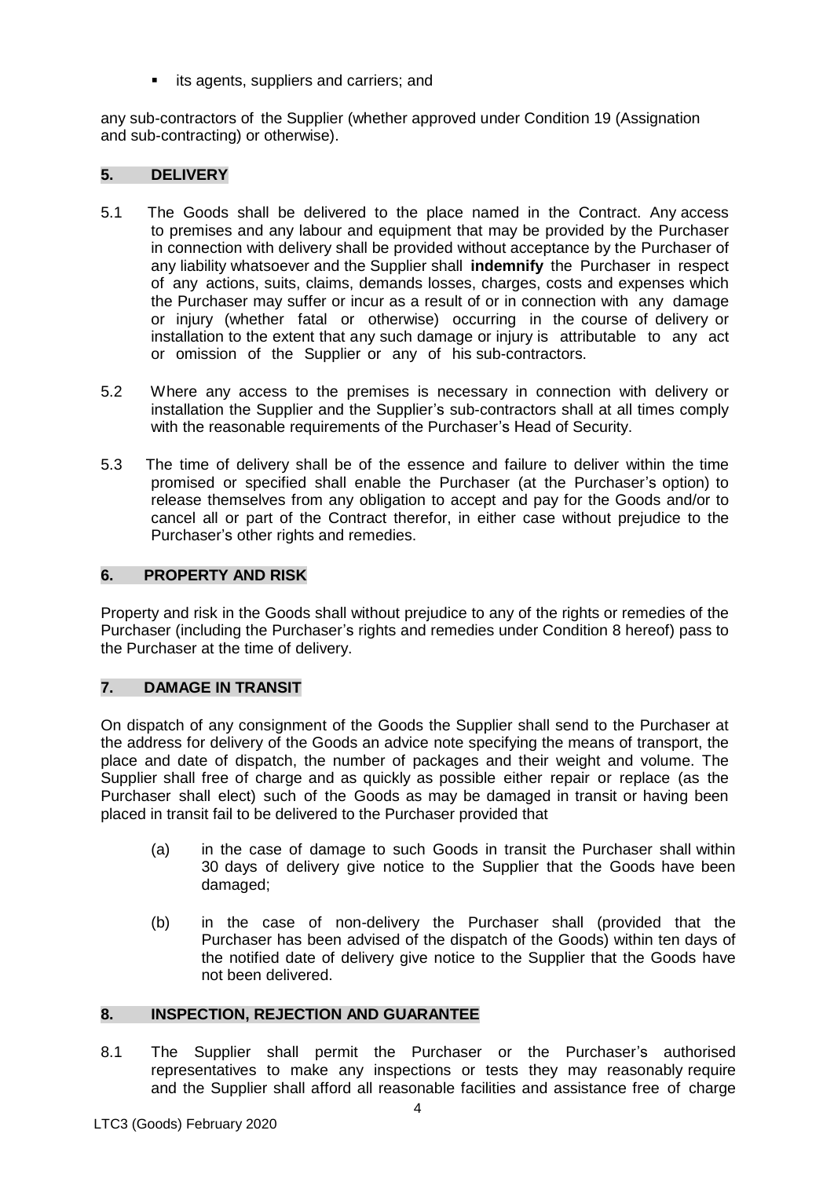- its agents, suppliers and carriers; and

any sub-contractors of the Supplier (whether approved under Condition 19 (Assignation and sub-contracting) or otherwise).

## 5. DELIVERY

5.1 The Goods shall be delivered to the place named in the Contract. Any access to premises and any labour and equipment that may be provided by the Purchaser in connection with delivery shall be provided without acceptance by the Purchaser of any liability whatsoever and the Supplier shall **indemnify** the Purchaser in respect of any actions, suits, claims, demands losses, charges, costs and expenses which the Purchaser may suffer or incur as a result of or in connection with any damage or injury (whether fatal or otherwise) occurring in the course of delivery or installation to the extent that any such damage or injury is attributable to any act or omission of the Supplier or any of his sub-contractors.

5.2 Where any access to the premises is necessary in connection with delivery or installation the Supplier and the Supplier's sub-contractors shall at all times comply with the reasonable requirements of the Purchaser's Head of Security.

5.3 The time of delivery shall be of the essence and failure to deliver within the time promised or specified shall enable the Purchaser (at the Purchaser's option) to release themselves from any obligation to accept and pay for the Goods and/or to cancel all or part of the Contract therefor, in either case without prejudice to the Purchaser's other rights and remedies.

## 6. PROPERTY AND RISK

Property and risk in the Goods shall without prejudice to any of the rights or remedies of the Purchaser (including the Purchaser's rights and remedies under Condition 8 hereof) pass to the Purchaser at the time of delivery.

## 7. DAMAGE IN TRANSIT

On dispatch of any consignment of the Goods the Supplier shall send to the Purchaser at the address for delivery of the Goods an advice note specifying the means of transport, the place and date of dispatch, the number of packages and their weight and volume. The Supplier shall free of charge and as quickly as possible either repair or replace (as the Purchaser shall elect) such of the Goods as may be damaged in transit or having been placed in transit fail to be delivered to the Purchaser provided that

(a) in the case of damage to such Goods in transit the Purchaser shall within 30 days of delivery give notice to the Supplier that the Goods have been damaged;

(b) in the case of non-delivery the Purchaser shall (provided that the Purchaser has been advised of the dispatch of the Goods) within ten days of the notified date of delivery give notice to the Supplier that the Goods have not been delivered.

## 8. INSPECTION, REJECTION AND GUARANTEE

8.1 The Supplier shall permit the Purchaser or the Purchaser's authorised representatives to make any inspections or tests they may reasonably require and the Supplier shall afford all reasonable facilities and assistance free of charge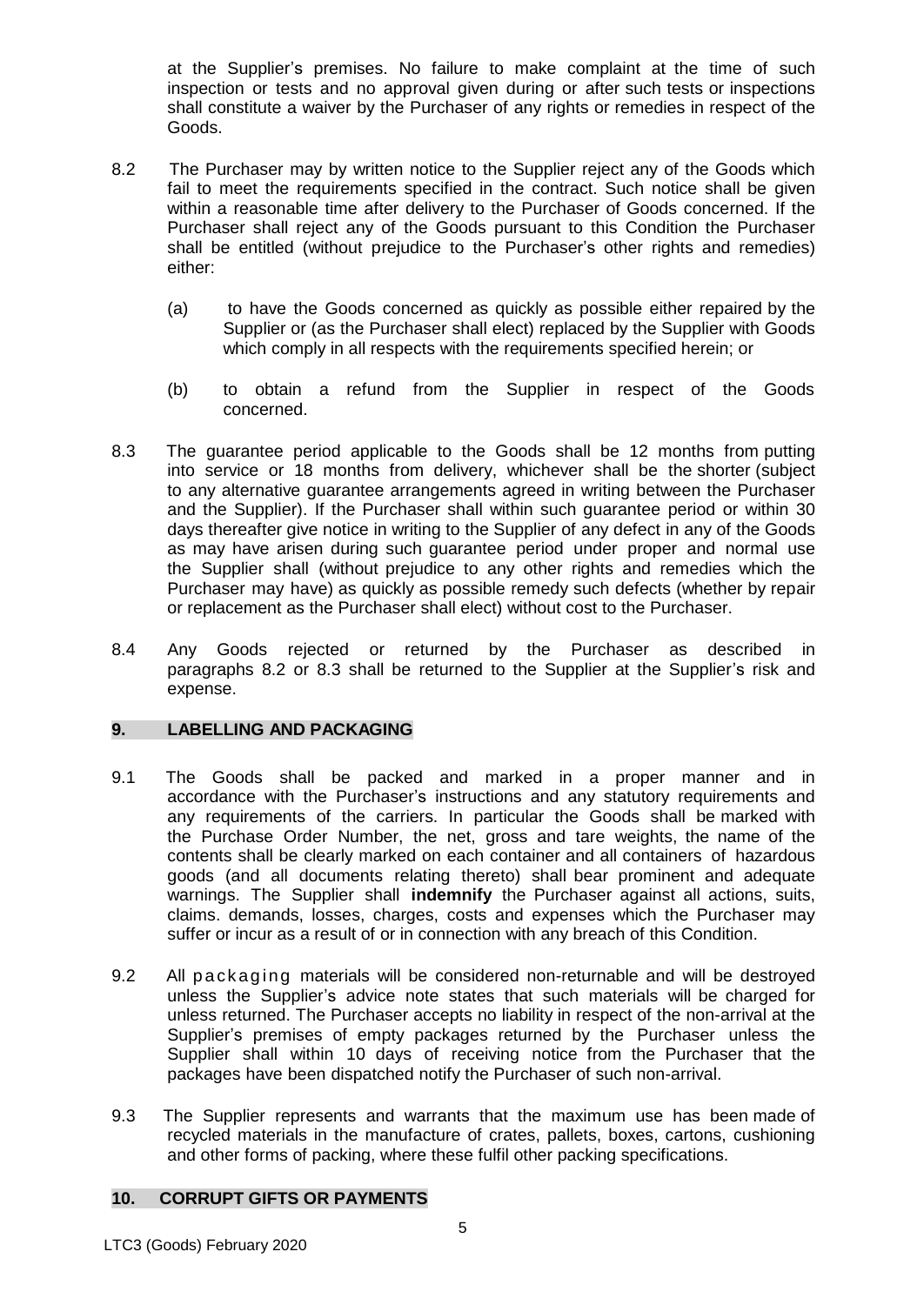at the Supplier's premises. No failure to make complaint at the time of such inspection or tests and no approval given during or after such tests or inspections shall constitute a waiver by the Purchaser of any rights or remedies in respect of the Goods.

8.2 The Purchaser may by written notice to the Supplier reject any of the Goods which fail to meet the requirements specified in the contract. Such notice shall be given within a reasonable time after delivery to the Purchaser of Goods concerned. If the Purchaser shall reject any of the Goods pursuant to this Condition the Purchaser shall be entitled (without prejudice to the Purchaser's other rights and remedies) either:

(a) to have the Goods concerned as quickly as possible either repaired by the Supplier or (as the Purchaser shall elect) replaced by the Supplier with Goods which comply in all respects with the requirements specified herein; or

(b) to obtain a refund from the Supplier in respect of the Goods concerned.

8.3 The guarantee period applicable to the Goods shall be 12 months from putting into service or 18 months from delivery, whichever shall be the shorter (subject to any alternative guarantee arrangements agreed in writing between the Purchaser and the Supplier). If the Purchaser shall within such guarantee period or within 30 days thereafter give notice in writing to the Supplier of any defect in any of the Goods as may have arisen during such guarantee period under proper and normal use the Supplier shall (without prejudice to any other rights and remedies which the Purchaser may have) as quickly as possible remedy such defects (whether by repair or replacement as the Purchaser shall elect) without cost to the Purchaser.

8.4 Any Goods rejected or returned by the Purchaser as described in paragraphs 8.2 or 8.3 shall be returned to the Supplier at the Supplier's risk and expense.

## 9. LABELLING AND PACKAGING

9.1 The Goods shall be packed and marked in a proper manner and in accordance with the Purchaser's instructions and any statutory requirements and any requirements of the carriers. In particular the Goods shall be marked with the Purchase Order Number, the net, gross and tare weights, the name of the contents shall be clearly marked on each container and all containers of hazardous goods (and all documents relating thereto) shall bear prominent and adequate warnings. The Supplier shall **indemnify** the Purchaser against all actions, suits, claims. demands, losses, charges, costs and expenses which the Purchaser may suffer or incur as a result of or in connection with any breach of this Condition.

9.2 All packaging materials will be considered non-returnable and will be destroyed unless the Supplier's advice note states that such materials will be charged for unless returned. The Purchaser accepts no liability in respect of the non-arrival at the Supplier's premises of empty packages returned by the Purchaser unless the Supplier shall within 10 days of receiving notice from the Purchaser that the packages have been dispatched notify the Purchaser of such non-arrival.

9.3 The Supplier represents and warrants that the maximum use has been made of recycled materials in the manufacture of crates, pallets, boxes, cartons, cushioning and other forms of packing, where these fulfil other packing specifications.

## 10. CORRUPT GIFTS OR PAYMENTS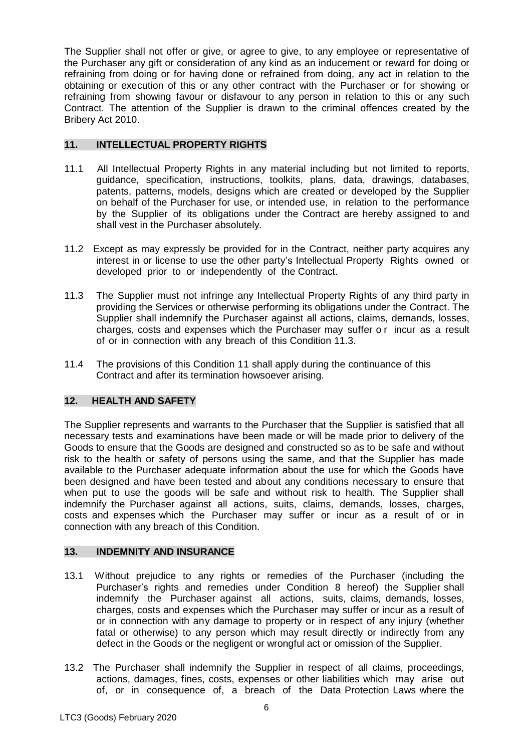The Supplier shall not offer or give, or agree to give, to any employee or representative of the Purchaser any gift or consideration of any kind as an inducement or reward for doing or refraining from doing or for having done or refrained from doing, any act in relation to the obtaining or execution of this or any other contract with the Purchaser or for showing or refraining from showing favour or disfavour to any person in relation to this or any such Contract. The attention of the Supplier is drawn to the criminal offences created by the Bribery Act 2010.

## 11. INTELLECTUAL PROPERTY RIGHTS

11.1 All Intellectual Property Rights in any material including but not limited to reports, guidance, specification, instructions, toolkits, plans, data, drawings, databases, patents, patterns, models, designs which are created or developed by the Supplier on behalf of the Purchaser for use, or intended use, in relation to the performance by the Supplier of its obligations under the Contract are hereby assigned to and shall vest in the Purchaser absolutely.

11.2 Except as may expressly be provided for in the Contract, neither party acquires any interest in or license to use the other party's Intellectual Property Rights owned or developed prior to or independently of the Contract.

11.3 The Supplier must not infringe any Intellectual Property Rights of any third party in providing the Services or otherwise performing its obligations under the Contract. The Supplier shall indemnify the Purchaser against all actions, claims, demands, losses, charges, costs and expenses which the Purchaser may suffer or incur as a result of or in connection with any breach of this Condition 11.3.

11.4 The provisions of this Condition 11 shall apply during the continuance of this Contract and after its termination howsoever arising.

## 12. HEALTH AND SAFETY

The Supplier represents and warrants to the Purchaser that the Supplier is satisfied that all necessary tests and examinations have been made or will be made prior to delivery of the Goods to ensure that the Goods are designed and constructed so as to be safe and without risk to the health or safety of persons using the same, and that the Supplier has made available to the Purchaser adequate information about the use for which the Goods have been designed and have been tested and about any conditions necessary to ensure that when put to use the goods will be safe and without risk to health. The Supplier shall indemnify the Purchaser against all actions, suits, claims, demands, losses, charges, costs and expenses which the Purchaser may suffer or incur as a result of or in connection with any breach of this Condition.

## 13. INDEMNITY AND INSURANCE

13.1 Without prejudice to any rights or remedies of the Purchaser (including the Purchaser's rights and remedies under Condition 8 hereof) the Supplier shall indemnify the Purchaser against all actions, suits, claims, demands, losses, charges, costs and expenses which the Purchaser may suffer or incur as a result of or in connection with any damage to property or in respect of any injury (whether fatal or otherwise) to any person which may result directly or indirectly from any defect in the Goods or the negligent or wrongful act or omission of the Supplier.

13.2 The Purchaser shall indemnify the Supplier in respect of all claims, proceedings, actions, damages, fines, costs, expenses or other liabilities which may arise out of, or in consequence of, a breach of the Data Protection Laws where the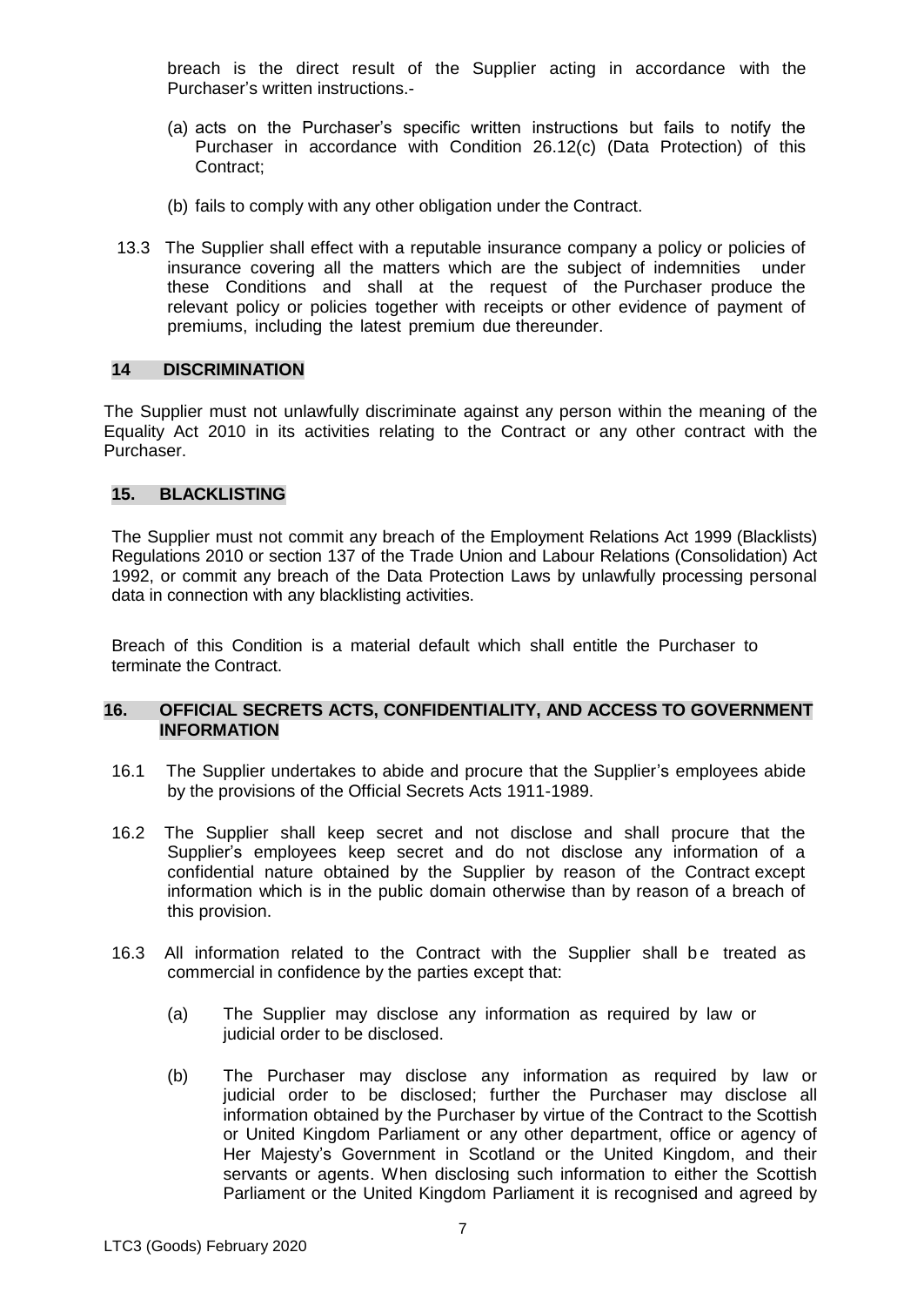breach is the direct result of the Supplier acting in accordance with the Purchaser's written instructions.-

(a) acts on the Purchaser's specific written instructions but fails to notify the Purchaser in accordance with Condition 26.12(c) (Data Protection) of this Contract;

(b) fails to comply with any other obligation under the Contract.

13.3 The Supplier shall effect with a reputable insurance company a policy or policies of insurance covering all the matters which are the subject of indemnities under these Conditions and shall at the request of the Purchaser produce the relevant policy or policies together with receipts or other evidence of payment of premiums, including the latest premium due thereunder.

## 14 DISCRIMINATION

The Supplier must not unlawfully discriminate against any person within the meaning of the Equality Act 2010 in its activities relating to the Contract or any other contract with the Purchaser.

## 15. BLACKLISTING

The Supplier must not commit any breach of the Employment Relations Act 1999 (Blacklists) Regulations 2010 or section 137 of the Trade Union and Labour Relations (Consolidation) Act 1992, or commit any breach of the Data Protection Laws by unlawfully processing personal data in connection with any blacklisting activities.

Breach of this Condition is a material default which shall entitle the Purchaser to terminate the Contract.

## 16. OFFICIAL SECRETS ACTS, CONFIDENTIALITY, AND ACCESS TO GOVERNMENT INFORMATION

16.1 The Supplier undertakes to abide and procure that the Supplier's employees abide by the provisions of the Official Secrets Acts 1911-1989.

16.2 The Supplier shall keep secret and not disclose and shall procure that the Supplier's employees keep secret and do not disclose any information of a confidential nature obtained by the Supplier by reason of the Contract except information which is in the public domain otherwise than by reason of a breach of this provision.

16.3 All information related to the Contract with the Supplier shall be treated as commercial in confidence by the parties except that:

(a) The Supplier may disclose any information as required by law or judicial order to be disclosed.

(b) The Purchaser may disclose any information as required by law or judicial order to be disclosed; further the Purchaser may disclose all information obtained by the Purchaser by virtue of the Contract to the Scottish or United Kingdom Parliament or any other department, office or agency of Her Majesty's Government in Scotland or the United Kingdom, and their servants or agents. When disclosing such information to either the Scottish Parliament or the United Kingdom Parliament it is recognised and agreed by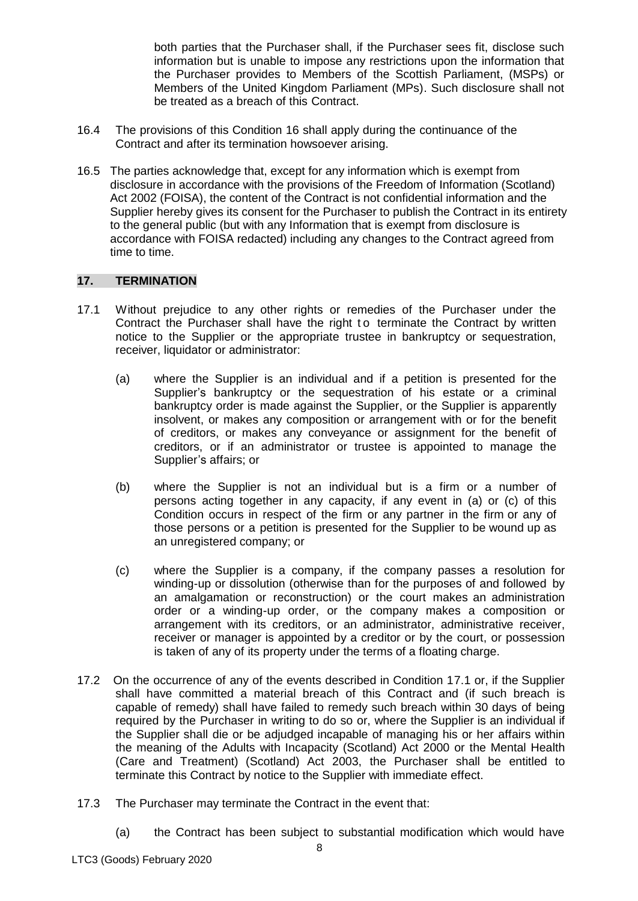both parties that the Purchaser shall, if the Purchaser sees fit, disclose such information but is unable to impose any restrictions upon the information that the Purchaser provides to Members of the Scottish Parliament, (MSPs) or Members of the United Kingdom Parliament (MPs). Such disclosure shall not be treated as a breach of this Contract.

16.4 The provisions of this Condition 16 shall apply during the continuance of the Contract and after its termination howsoever arising.

16.5 The parties acknowledge that, except for any information which is exempt from disclosure in accordance with the provisions of the Freedom of Information (Scotland) Act 2002 (FOISA), the content of the Contract is not confidential information and the Supplier hereby gives its consent for the Purchaser to publish the Contract in its entirety to the general public (but with any Information that is exempt from disclosure is accordance with FOISA redacted) including any changes to the Contract agreed from time to time.

## 17. TERMINATION

17.1 Without prejudice to any other rights or remedies of the Purchaser under the Contract the Purchaser shall have the right to terminate the Contract by written notice to the Supplier or the appropriate trustee in bankruptcy or sequestration, receiver, liquidator or administrator:

(a) where the Supplier is an individual and if a petition is presented for the Supplier's bankruptcy or the sequestration of his estate or a criminal bankruptcy order is made against the Supplier, or the Supplier is apparently insolvent, or makes any composition or arrangement with or for the benefit of creditors, or makes any conveyance or assignment for the benefit of creditors, or if an administrator or trustee is appointed to manage the Supplier's affairs; or

(b) where the Supplier is not an individual but is a firm or a number of persons acting together in any capacity, if any event in (a) or (c) of this Condition occurs in respect of the firm or any partner in the firm or any of those persons or a petition is presented for the Supplier to be wound up as an unregistered company; or

(c) where the Supplier is a company, if the company passes a resolution for winding-up or dissolution (otherwise than for the purposes of and followed by an amalgamation or reconstruction) or the court makes an administration order or a winding-up order, or the company makes a composition or arrangement with its creditors, or an administrator, administrative receiver, receiver or manager is appointed by a creditor or by the court, or possession is taken of any of its property under the terms of a floating charge.

17.2 On the occurrence of any of the events described in Condition 17.1 or, if the Supplier shall have committed a material breach of this Contract and (if such breach is capable of remedy) shall have failed to remedy such breach within 30 days of being required by the Purchaser in writing to do so or, where the Supplier is an individual if the Supplier shall die or be adjudged incapable of managing his or her affairs within the meaning of the Adults with Incapacity (Scotland) Act 2000 or the Mental Health (Care and Treatment) (Scotland) Act 2003, the Purchaser shall be entitled to terminate this Contract by notice to the Supplier with immediate effect.

17.3 The Purchaser may terminate the Contract in the event that:

(a) the Contract has been subject to substantial modification which would have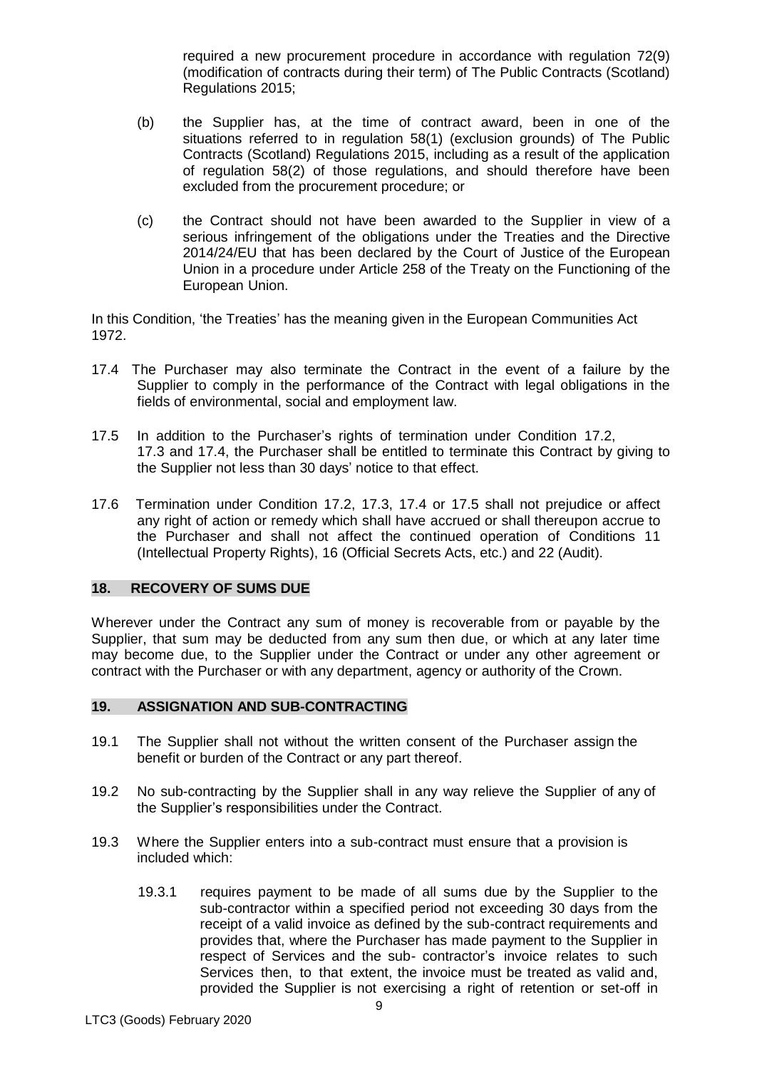required a new procurement procedure in accordance with regulation 72(9) (modification of contracts during their term) of The Public Contracts (Scotland) Regulations 2015;

(b) the Supplier has, at the time of contract award, been in one of the situations referred to in regulation 58(1) (exclusion grounds) of The Public Contracts (Scotland) Regulations 2015, including as a result of the application of regulation 58(2) of those regulations, and should therefore have been excluded from the procurement procedure; or

(c) the Contract should not have been awarded to the Supplier in view of a serious infringement of the obligations under the Treaties and the Directive 2014/24/EU that has been declared by the Court of Justice of the European Union in a procedure under Article 258 of the Treaty on the Functioning of the European Union.

In this Condition, 'the Treaties' has the meaning given in the European Communities Act 1972.

17.4 The Purchaser may also terminate the Contract in the event of a failure by the Supplier to comply in the performance of the Contract with legal obligations in the fields of environmental, social and employment law.

17.5 In addition to the Purchaser's rights of termination under Condition 17.2, 17.3 and 17.4, the Purchaser shall be entitled to terminate this Contract by giving to the Supplier not less than 30 days' notice to that effect.

17.6 Termination under Condition 17.2, 17.3, 17.4 or 17.5 shall not prejudice or affect any right of action or remedy which shall have accrued or shall thereupon accrue to the Purchaser and shall not affect the continued operation of Conditions 11 (Intellectual Property Rights), 16 (Official Secrets Acts, etc.) and 22 (Audit).

## 18. RECOVERY OF SUMS DUE

Wherever under the Contract any sum of money is recoverable from or payable by the Supplier, that sum may be deducted from any sum then due, or which at any later time may become due, to the Supplier under the Contract or under any other agreement or contract with the Purchaser or with any department, agency or authority of the Crown.

## 19. ASSIGNATION AND SUB-CONTRACTING

19.1 The Supplier shall not without the written consent of the Purchaser assign the benefit or burden of the Contract or any part thereof.

19.2 No sub-contracting by the Supplier shall in any way relieve the Supplier of any of the Supplier's responsibilities under the Contract.

19.3 Where the Supplier enters into a sub-contract must ensure that a provision is included which:

19.3.1 requires payment to be made of all sums due by the Supplier to the sub-contractor within a specified period not exceeding 30 days from the receipt of a valid invoice as defined by the sub-contract requirements and provides that, where the Purchaser has made payment to the Supplier in respect of Services and the sub- contractor's invoice relates to such Services then, to that extent, the invoice must be treated as valid and, provided the Supplier is not exercising a right of retention or set-off in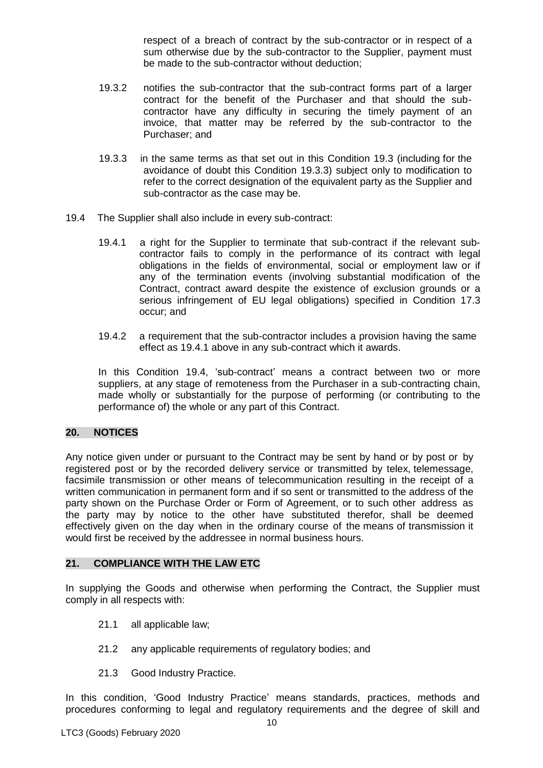respect of a breach of contract by the sub-contractor or in respect of a sum otherwise due by the sub-contractor to the Supplier, payment must be made to the sub-contractor without deduction;

19.3.2 notifies the sub-contractor that the sub-contract forms part of a larger contract for the benefit of the Purchaser and that should the sub-contractor have any difficulty in securing the timely payment of an invoice, that matter may be referred by the sub-contractor to the Purchaser; and

19.3.3 in the same terms as that set out in this Condition 19.3 (including for the avoidance of doubt this Condition 19.3.3) subject only to modification to refer to the correct designation of the equivalent party as the Supplier and sub-contractor as the case may be.

19.4 The Supplier shall also include in every sub-contract:

19.4.1 a right for the Supplier to terminate that sub-contract if the relevant sub-contractor fails to comply in the performance of its contract with legal obligations in the fields of environmental, social or employment law or if any of the termination events (involving substantial modification of the Contract, contract award despite the existence of exclusion grounds or a serious infringement of EU legal obligations) specified in Condition 17.3 occur; and

19.4.2 a requirement that the sub-contractor includes a provision having the same effect as 19.4.1 above in any sub-contract which it awards.

In this Condition 19.4, 'sub-contract' means a contract between two or more suppliers, at any stage of remoteness from the Purchaser in a sub-contracting chain, made wholly or substantially for the purpose of performing (or contributing to the performance of) the whole or any part of this Contract.

## 20. NOTICES

Any notice given under or pursuant to the Contract may be sent by hand or by post or by registered post or by the recorded delivery service or transmitted by telex, telemessage, facsimile transmission or other means of telecommunication resulting in the receipt of a written communication in permanent form and if so sent or transmitted to the address of the party shown on the Purchase Order or Form of Agreement, or to such other address as the party may by notice to the other have substituted therefor, shall be deemed effectively given on the day when in the ordinary course of the means of transmission it would first be received by the addressee in normal business hours.

## 21. COMPLIANCE WITH THE LAW ETC

In supplying the Goods and otherwise when performing the Contract, the Supplier must comply in all respects with:

21.1 all applicable law;

21.2 any applicable requirements of regulatory bodies; and

21.3 Good Industry Practice.

In this condition, 'Good Industry Practice' means standards, practices, methods and procedures conforming to legal and regulatory requirements and the degree of skill and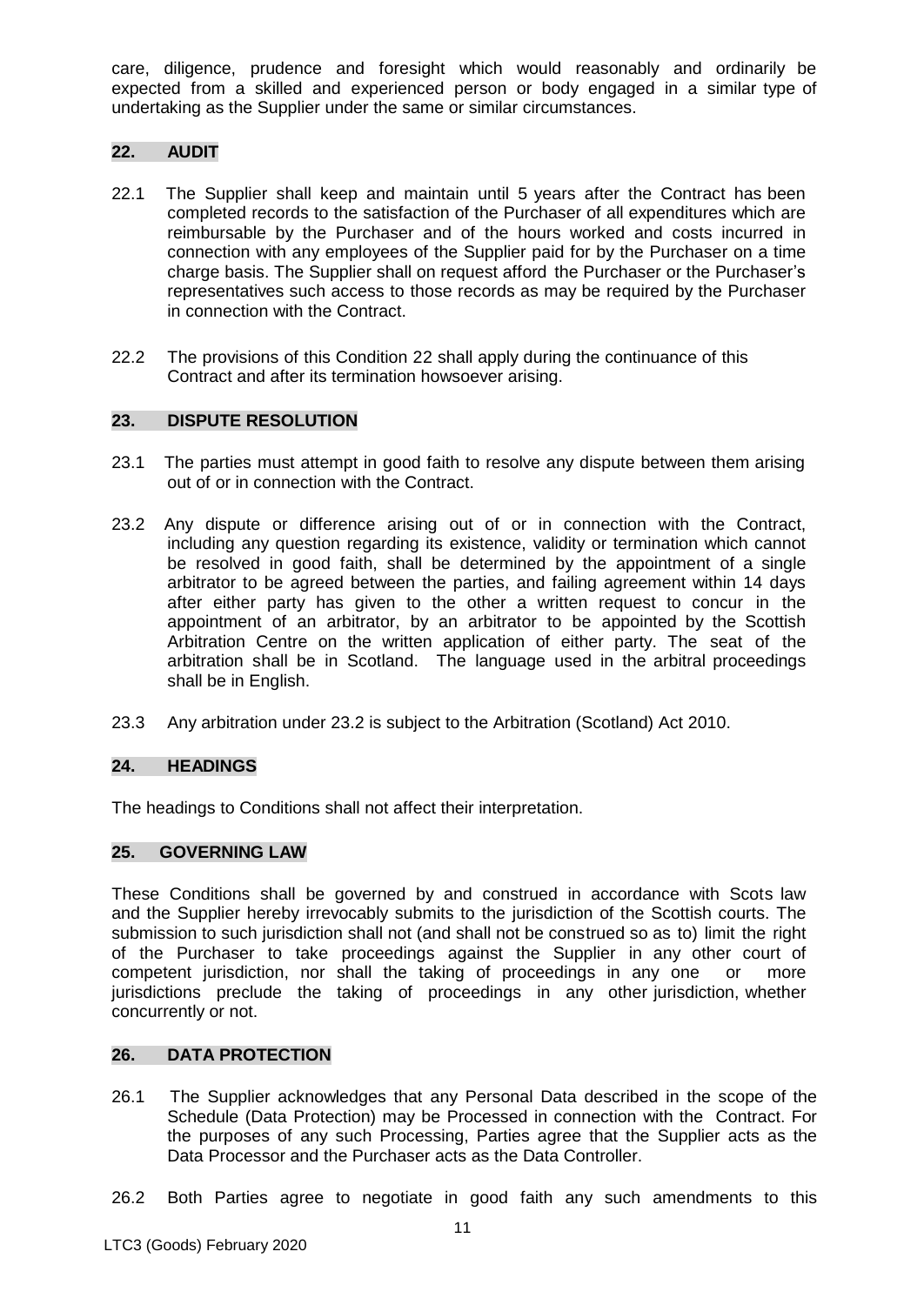care, diligence, prudence and foresight which would reasonably and ordinarily be expected from a skilled and experienced person or body engaged in a similar type of undertaking as the Supplier under the same or similar circumstances.

## 22. AUDIT

22.1 The Supplier shall keep and maintain until 5 years after the Contract has been completed records to the satisfaction of the Purchaser of all expenditures which are reimbursable by the Purchaser and of the hours worked and costs incurred in connection with any employees of the Supplier paid for by the Purchaser on a time charge basis. The Supplier shall on request afford the Purchaser or the Purchaser's representatives such access to those records as may be required by the Purchaser in connection with the Contract.

22.2 The provisions of this Condition 22 shall apply during the continuance of this Contract and after its termination howsoever arising.

## 23. DISPUTE RESOLUTION

23.1 The parties must attempt in good faith to resolve any dispute between them arising out of or in connection with the Contract.

23.2 Any dispute or difference arising out of or in connection with the Contract, including any question regarding its existence, validity or termination which cannot be resolved in good faith, shall be determined by the appointment of a single arbitrator to be agreed between the parties, and failing agreement within 14 days after either party has given to the other a written request to concur in the appointment of an arbitrator, by an arbitrator to be appointed by the Scottish Arbitration Centre on the written application of either party. The seat of the arbitration shall be in Scotland. The language used in the arbitral proceedings shall be in English.

23.3 Any arbitration under 23.2 is subject to the Arbitration (Scotland) Act 2010.

## 24. HEADINGS

The headings to Conditions shall not affect their interpretation.

## 25. GOVERNING LAW

These Conditions shall be governed by and construed in accordance with Scots law and the Supplier hereby irrevocably submits to the jurisdiction of the Scottish courts. The submission to such jurisdiction shall not (and shall not be construed so as to) limit the right of the Purchaser to take proceedings against the Supplier in any other court of competent jurisdiction, nor shall the taking of proceedings in any one or more jurisdictions preclude the taking of proceedings in any other jurisdiction, whether concurrently or not.

## 26. DATA PROTECTION

26.1 The Supplier acknowledges that any Personal Data described in the scope of the Schedule (Data Protection) may be Processed in connection with the Contract. For the purposes of any such Processing, Parties agree that the Supplier acts as the Data Processor and the Purchaser acts as the Data Controller.

26.2 Both Parties agree to negotiate in good faith any such amendments to this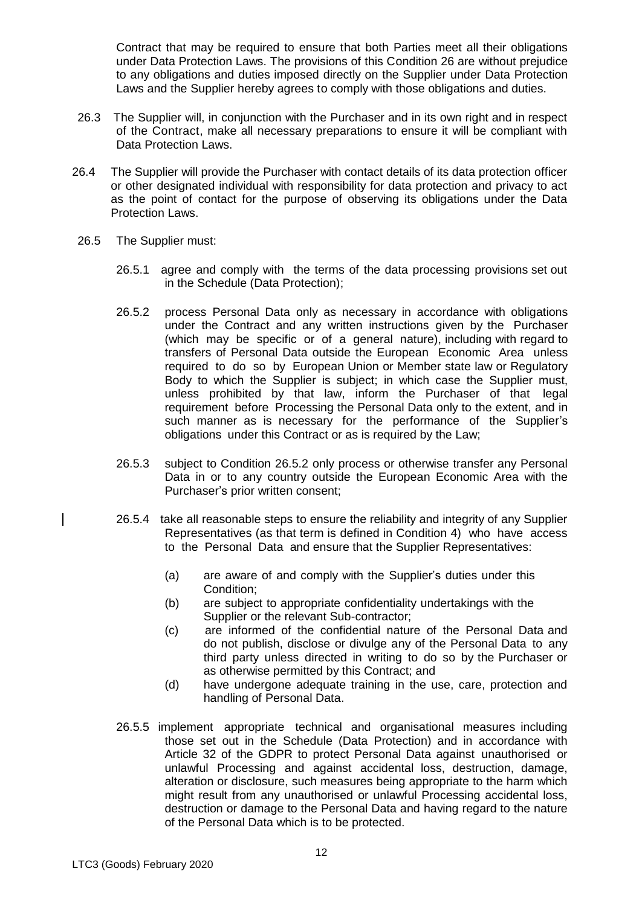Contract that may be required to ensure that both Parties meet all their obligations under Data Protection Laws. The provisions of this Condition 26 are without prejudice to any obligations and duties imposed directly on the Supplier under Data Protection Laws and the Supplier hereby agrees to comply with those obligations and duties.

26.3 The Supplier will, in conjunction with the Purchaser and in its own right and in respect of the Contract, make all necessary preparations to ensure it will be compliant with Data Protection Laws.

26.4 The Supplier will provide the Purchaser with contact details of its data protection officer or other designated individual with responsibility for data protection and privacy to act as the point of contact for the purpose of observing its obligations under the Data Protection Laws.

26.5 The Supplier must:

26.5.1 agree and comply with the terms of the data processing provisions set out in the Schedule (Data Protection);

26.5.2 process Personal Data only as necessary in accordance with obligations under the Contract and any written instructions given by the Purchaser (which may be specific or of a general nature), including with regard to transfers of Personal Data outside the European Economic Area unless required to do so by European Union or Member state law or Regulatory Body to which the Supplier is subject; in which case the Supplier must, unless prohibited by that law, inform the Purchaser of that legal requirement before Processing the Personal Data only to the extent, and in such manner as is necessary for the performance of the Supplier's obligations under this Contract or as is required by the Law;

26.5.3 subject to Condition 26.5.2 only process or otherwise transfer any Personal Data in or to any country outside the European Economic Area with the Purchaser's prior written consent;

26.5.4 take all reasonable steps to ensure the reliability and integrity of any Supplier Representatives (as that term is defined in Condition 4) who have access to the Personal Data and ensure that the Supplier Representatives:

(a) are aware of and comply with the Supplier's duties under this Condition;

(b) are subject to appropriate confidentiality undertakings with the Supplier or the relevant Sub-contractor;

(c) are informed of the confidential nature of the Personal Data and do not publish, disclose or divulge any of the Personal Data to any third party unless directed in writing to do so by the Purchaser or as otherwise permitted by this Contract; and

(d) have undergone adequate training in the use, care, protection and handling of Personal Data.

26.5.5 implement appropriate technical and organisational measures including those set out in the Schedule (Data Protection) and in accordance with Article 32 of the GDPR to protect Personal Data against unauthorised or unlawful Processing and against accidental loss, destruction, damage, alteration or disclosure, such measures being appropriate to the harm which might result from any unauthorised or unlawful Processing accidental loss, destruction or damage to the Personal Data and having regard to the nature of the Personal Data which is to be protected.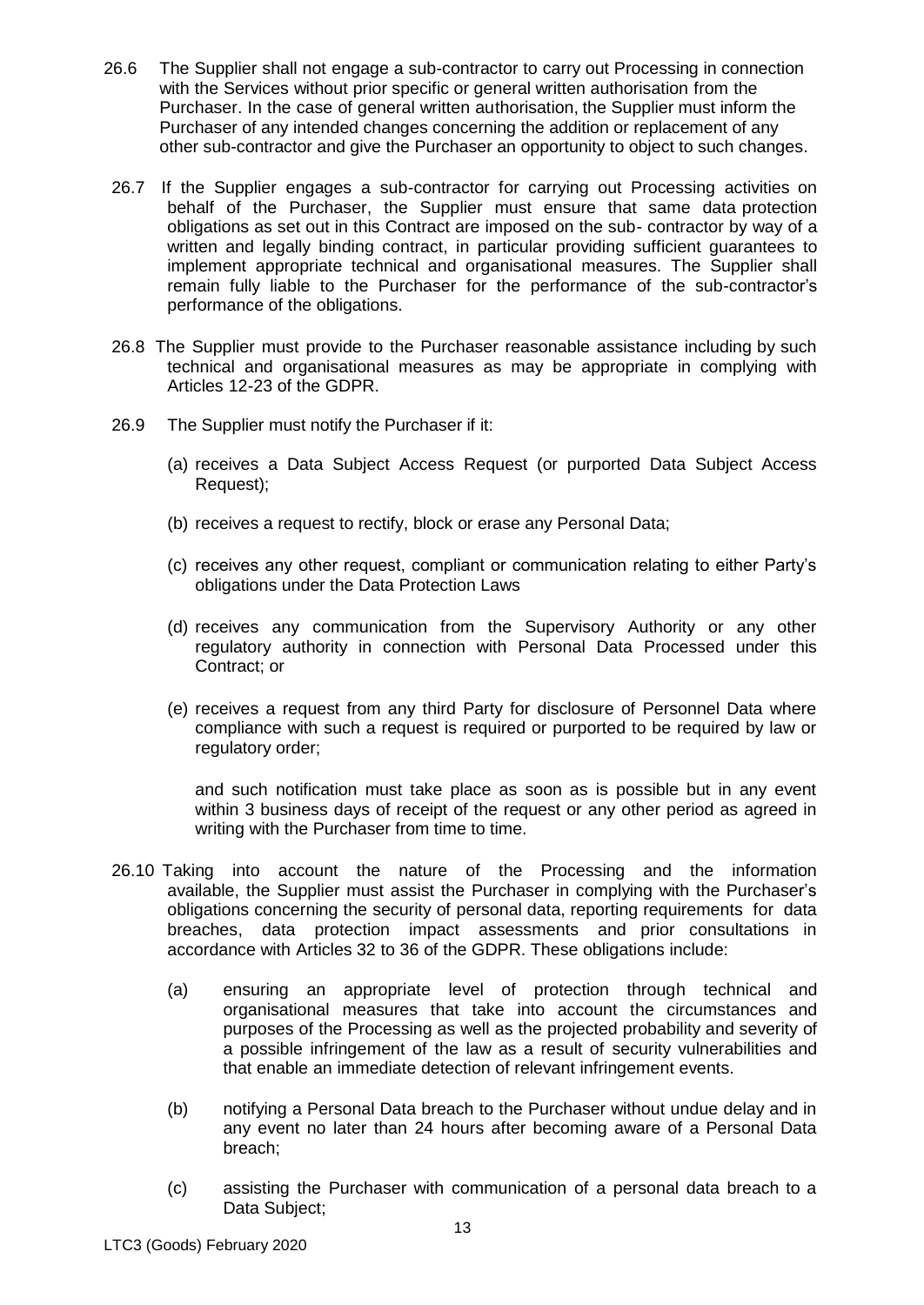26.6 The Supplier shall not engage a sub-contractor to carry out Processing in connection with the Services without prior specific or general written authorisation from the Purchaser. In the case of general written authorisation, the Supplier must inform the Purchaser of any intended changes concerning the addition or replacement of any other sub-contractor and give the Purchaser an opportunity to object to such changes.

26.7 If the Supplier engages a sub-contractor for carrying out Processing activities on behalf of the Purchaser, the Supplier must ensure that same data protection obligations as set out in this Contract are imposed on the sub- contractor by way of a written and legally binding contract, in particular providing sufficient guarantees to implement appropriate technical and organisational measures. The Supplier shall remain fully liable to the Purchaser for the performance of the sub-contractor's performance of the obligations.

26.8 The Supplier must provide to the Purchaser reasonable assistance including by such technical and organisational measures as may be appropriate in complying with Articles 12-23 of the GDPR.

26.9 The Supplier must notify the Purchaser if it:

(a) receives a Data Subject Access Request (or purported Data Subject Access Request);

(b) receives a request to rectify, block or erase any Personal Data;

(c) receives any other request, compliant or communication relating to either Party's obligations under the Data Protection Laws

(d) receives any communication from the Supervisory Authority or any other regulatory authority in connection with Personal Data Processed under this Contract; or

(e) receives a request from any third Party for disclosure of Personnel Data where compliance with such a request is required or purported to be required by law or regulatory order;

and such notification must take place as soon as is possible but in any event within 3 business days of receipt of the request or any other period as agreed in writing with the Purchaser from time to time.

26.10 Taking into account the nature of the Processing and the information available, the Supplier must assist the Purchaser in complying with the Purchaser's obligations concerning the security of personal data, reporting requirements for data breaches, data protection impact assessments and prior consultations in accordance with Articles 32 to 36 of the GDPR. These obligations include:

(a) ensuring an appropriate level of protection through technical and organisational measures that take into account the circumstances and purposes of the Processing as well as the projected probability and severity of a possible infringement of the law as a result of security vulnerabilities and that enable an immediate detection of relevant infringement events.

(b) notifying a Personal Data breach to the Purchaser without undue delay and in any event no later than 24 hours after becoming aware of a Personal Data breach;

(c) assisting the Purchaser with communication of a personal data breach to a Data Subject;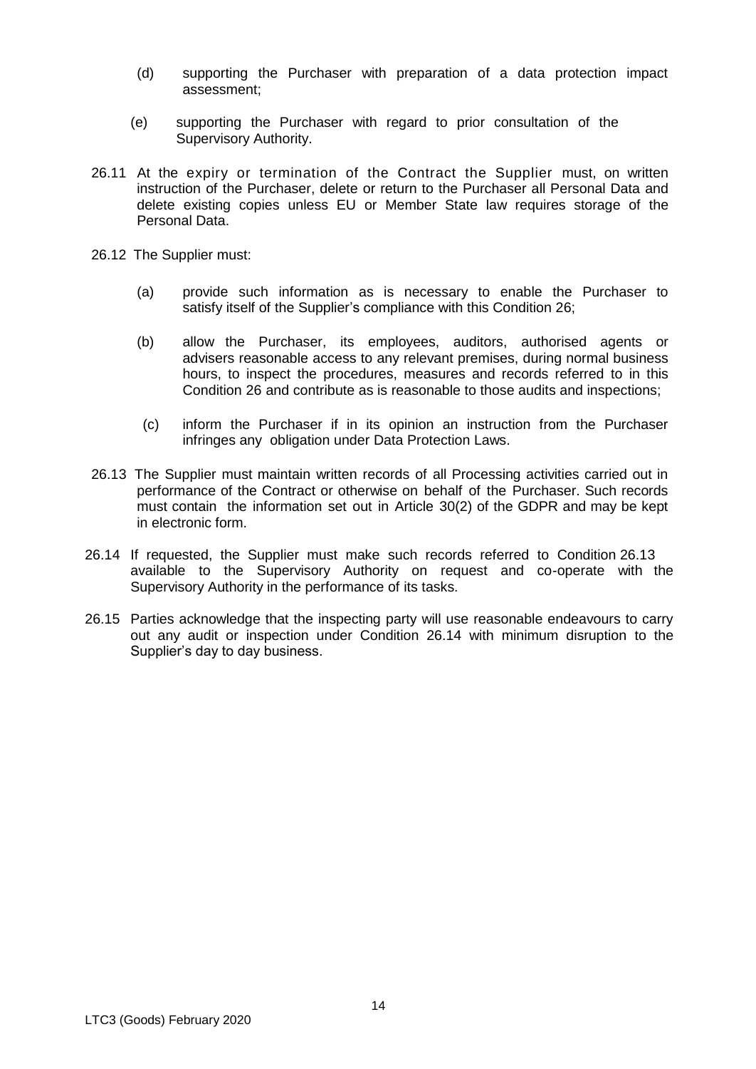(d) supporting the Purchaser with preparation of a data protection impact assessment;

(e) supporting the Purchaser with regard to prior consultation of the Supervisory Authority.

26.11 At the expiry or termination of the Contract the Supplier must, on written instruction of the Purchaser, delete or return to the Purchaser all Personal Data and delete existing copies unless EU or Member State law requires storage of the Personal Data.

26.12 The Supplier must:

(a) provide such information as is necessary to enable the Purchaser to satisfy itself of the Supplier's compliance with this Condition 26;

(b) allow the Purchaser, its employees, auditors, authorised agents or advisers reasonable access to any relevant premises, during normal business hours, to inspect the procedures, measures and records referred to in this Condition 26 and contribute as is reasonable to those audits and inspections;

(c) inform the Purchaser if in its opinion an instruction from the Purchaser infringes any obligation under Data Protection Laws.

26.13 The Supplier must maintain written records of all Processing activities carried out in performance of the Contract or otherwise on behalf of the Purchaser. Such records must contain the information set out in Article 30(2) of the GDPR and may be kept in electronic form.

26.14 If requested, the Supplier must make such records referred to Condition 26.13 available to the Supervisory Authority on request and co-operate with the Supervisory Authority in the performance of its tasks.

26.15 Parties acknowledge that the inspecting party will use reasonable endeavours to carry out any audit or inspection under Condition 26.14 with minimum disruption to the Supplier's day to day business.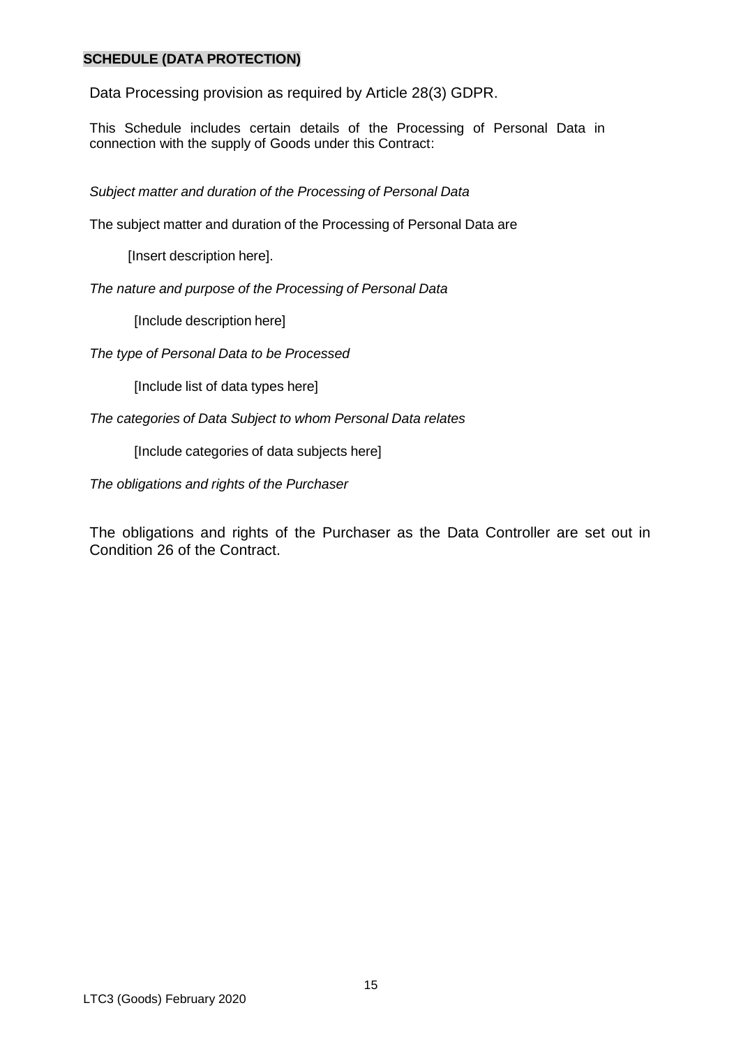## SCHEDULE (DATA PROTECTION)

Data Processing provision as required by Article 28(3) GDPR.

This Schedule includes certain details of the Processing of Personal Data in connection with the supply of Goods under this Contract:

*Subject matter and duration of the Processing of Personal Data*

The subject matter and duration of the Processing of Personal Data are

[Insert description here].

*The nature and purpose of the Processing of Personal Data*

[Include description here]

*The type of Personal Data to be Processed*

[Include list of data types here]

*The categories of Data Subject to whom Personal Data relates*

[Include categories of data subjects here]

*The obligations and rights of the Purchaser*

The obligations and rights of the Purchaser as the Data Controller are set out in Condition 26 of the Contract.

LTC3 (Goods) February 2020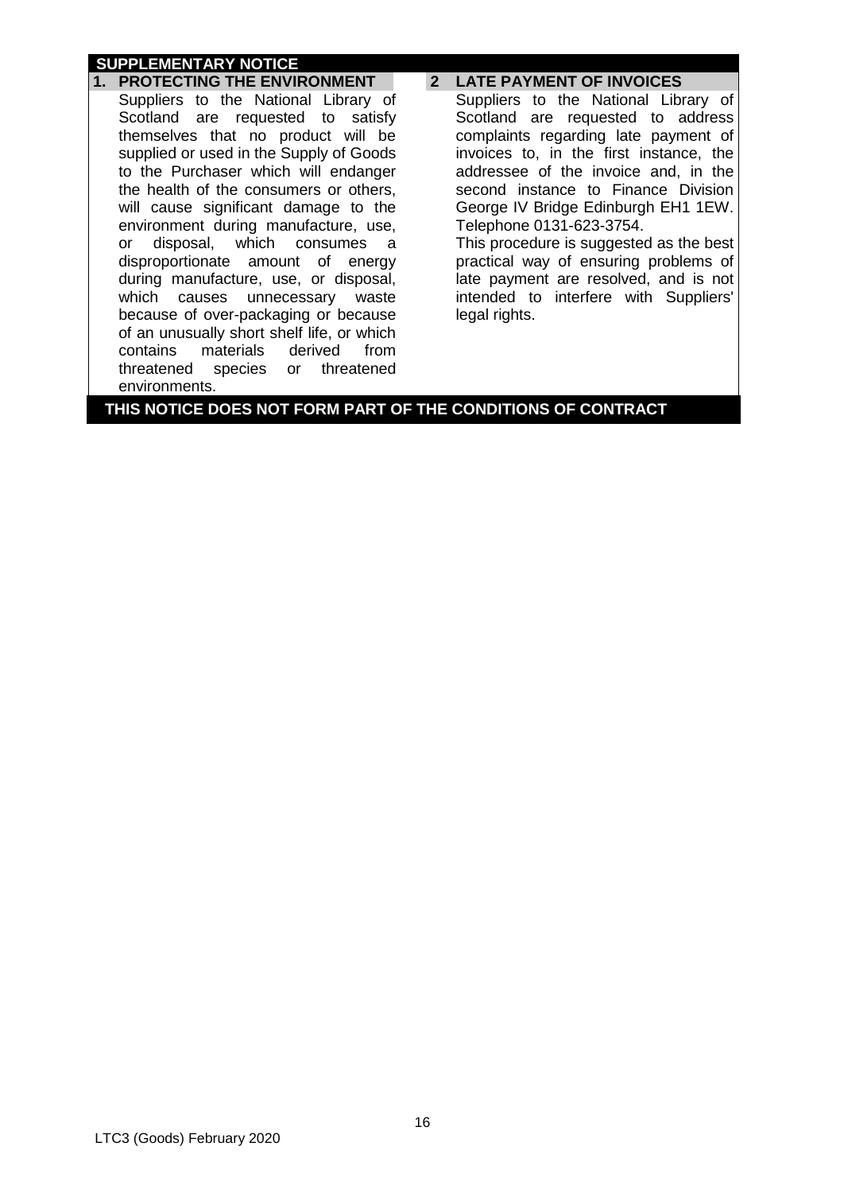## SUPPLEMENTARY NOTICE

### 1. PROTECTING THE ENVIRONMENT

Suppliers to the National Library of Scotland are requested to satisfy themselves that no product will be supplied or used in the Supply of Goods to the Purchaser which will endanger the health of the consumers or others, will cause significant damage to the environment during manufacture, use, or disposal, which consumes a disproportionate amount of energy during manufacture, use, or disposal, which causes unnecessary waste because of over-packaging or because of an unusually short shelf life, or which contains materials derived from threatened species or threatened environments.

### 2 LATE PAYMENT OF INVOICES

Suppliers to the National Library of Scotland are requested to address complaints regarding late payment of invoices to, in the first instance, the addressee of the invoice and, in the second instance to Finance Division George IV Bridge Edinburgh EH1 1EW. Telephone 0131-623-3754.

This procedure is suggested as the best practical way of ensuring problems of late payment are resolved, and is not intended to interfere with Suppliers' legal rights.

**THIS NOTICE DOES NOT FORM PART OF THE CONDITIONS OF CONTRACT**